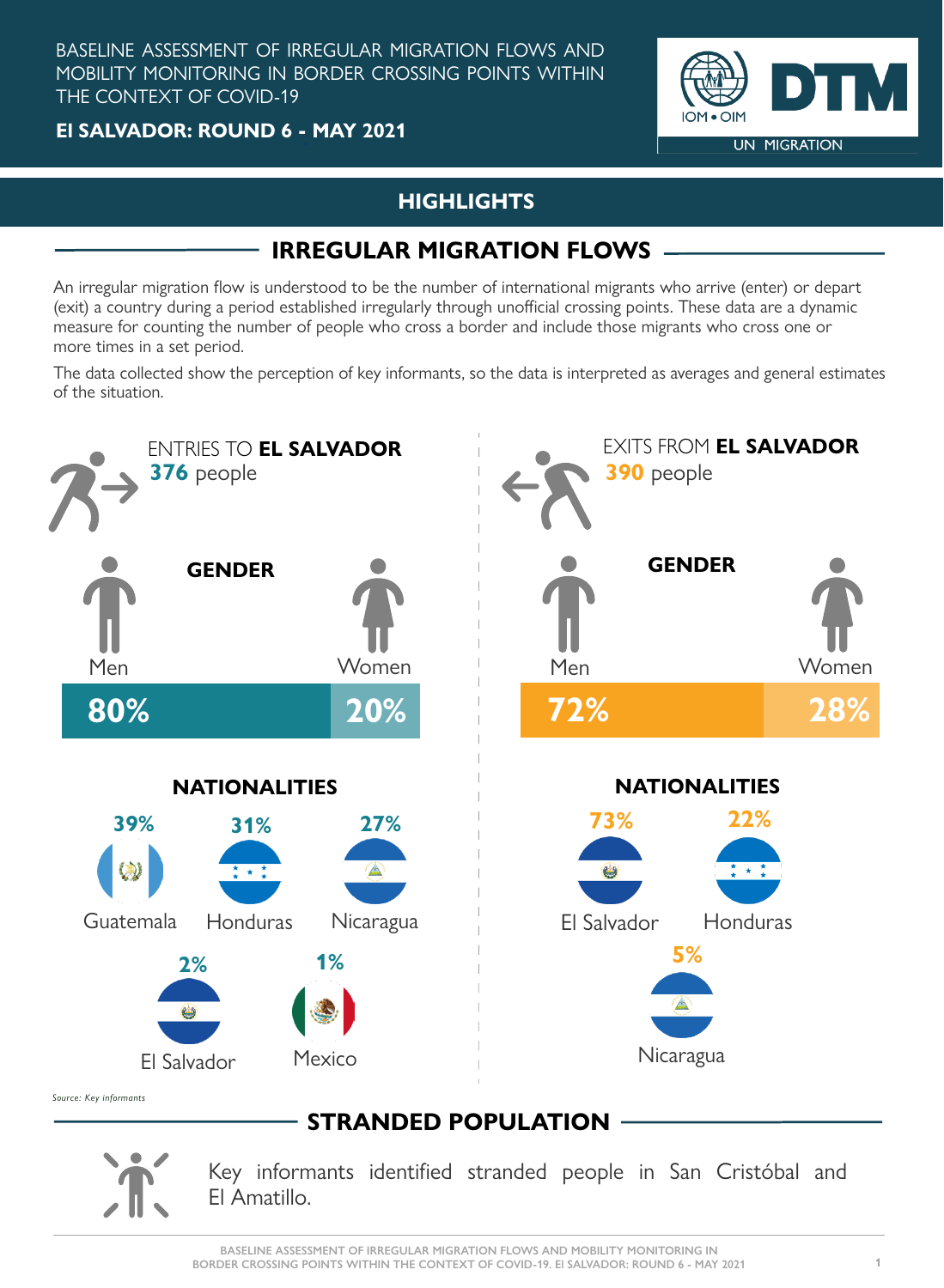BASELINE ASSESSMENT OF IRREGULAR MIGRATION FLOWS AND MOBILITY MONITORING IN BORDER CROSSING POINTS WITHIN THE CONTEXT OF COVID-19

**El SALVADOR: ROUND 6 - MAY 2021**

IOM • OIM DTM UN MIGRATION

# HIGHLIGHTS

## IRREGULAR MIGRATION FLOWS

An irregular migration flow is understood to be the number of international migrants who arrive (enter) or depart (exit) a country during a period established irregularly through unofficial crossing points. These data are a dynamic measure for counting the number of people who cross a border and include those migrants who cross one or more times in a set period.

The data collected show the perception of key informants, so the data is interpreted as averages and general estimates of the situation.

### ENTRIES TO **EL SALVADOR**

**376** people

**GENDER**

Men 80%

Women 20%

**NATIONALITIES**

39% Guatemala

31% Honduras

27% Nicaragua

2% El Salvador

1% Mexico

### EXITS FROM **EL SALVADOR**

**390** people

**GENDER**

Men 72%

Women 28%

**NATIONALITIES**

73% El Salvador

22% Honduras

5% Nicaragua

*Source: Key informants*

## STRANDED POPULATION

Key informants identified stranded people in San Cristóbal and El Amatillo.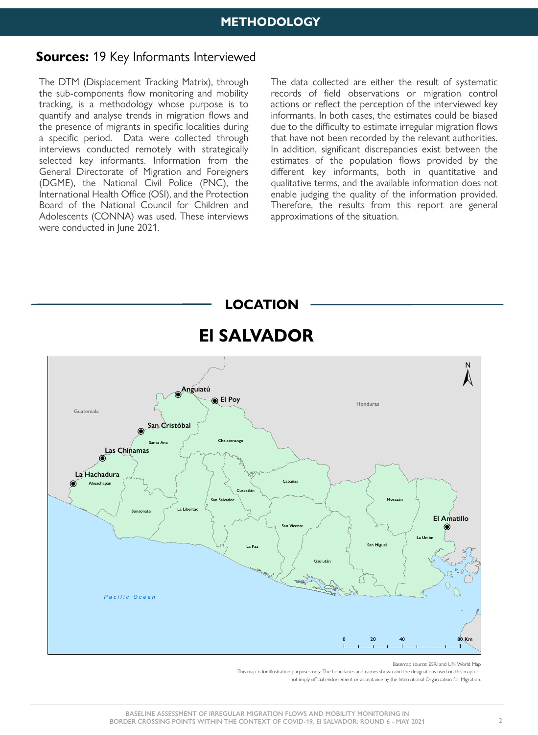# METHODOLOGY

**Sources:** 19 Key Informants Interviewed

The DTM (Displacement Tracking Matrix), through the sub-components flow monitoring and mobility tracking, is a methodology whose purpose is to quantify and analyse trends in migration flows and the presence of migrants in specific localities during a specific period. Data were collected through interviews conducted remotely with strategically selected key informants. Information from the General Directorate of Migration and Foreigners (DGME), the National Civil Police (PNC), the International Health Office (OSI), and the Protection Board of the National Council for Children and Adolescents (CONNA) was used. These interviews were conducted in June 2021.

The data collected are either the result of systematic records of field observations or migration control actions or reflect the perception of the interviewed key informants. In both cases, the estimates could be biased due to the difficulty to estimate irregular migration flows that have not been recorded by the relevant authorities. In addition, significant discrepancies exist between the estimates of the population flows provided by the different key informants, both in quantitative and qualitative terms, and the available information does not enable judging the quality of the information provided. Therefore, the results from this report are general approximations of the situation.

## LOCATION

## El SALVADOR

Anguiatú
El Poy
Honduras
Guatemala
San Cristóbal
Santa Ana
Chalatenango
Las Chinamas
La Hachadura
Ahuachapán
Cabañas
Cuscatlán
San Salvador
Sonsonate
La Libertad
Morazán
El Amatillo
San Vicente
La Unión
San Miguel
La Paz
Usulután
Pacific Ocean
N
0 20 40 80 Km

Basemap source: ESRI and UN World Map
This map is for illustration purposes only. The boundaries and names shown and the designations used on this map do not imply official endorsement or acceptance by the International Organization for Migration.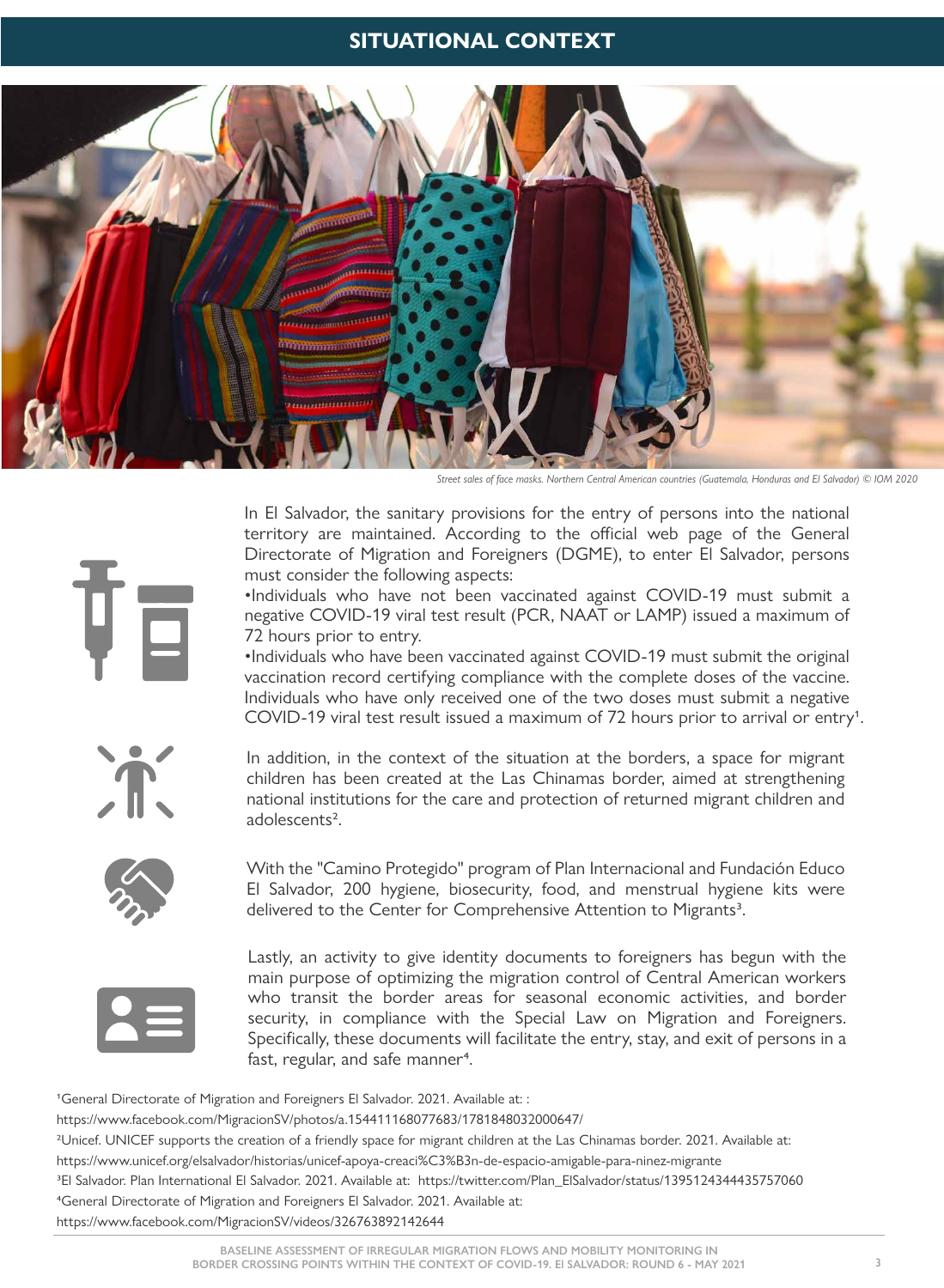# SITUATIONAL CONTEXT

*Street sales of face masks. Northern Central American countries (Guatemala, Honduras and El Salvador) © IOM 2020*

In El Salvador, the sanitary provisions for the entry of persons into the national territory are maintained. According to the official web page of the General Directorate of Migration and Foreigners (DGME), to enter El Salvador, persons must consider the following aspects:

- Individuals who have not been vaccinated against COVID-19 must submit a negative COVID-19 viral test result (PCR, NAAT or LAMP) issued a maximum of 72 hours prior to entry.
- Individuals who have been vaccinated against COVID-19 must submit the original vaccination record certifying compliance with the complete doses of the vaccine. Individuals who have only received one of the two doses must submit a negative COVID-19 viral test result issued a maximum of 72 hours prior to arrival or entry[1].

In addition, in the context of the situation at the borders, a space for migrant children has been created at the Las Chinamas border, aimed at strengthening national institutions for the care and protection of returned migrant children and adolescents[2].

With the "Camino Protegido" program of Plan Internacional and Fundación Educo El Salvador, 200 hygiene, biosecurity, food, and menstrual hygiene kits were delivered to the Center for Comprehensive Attention to Migrants[3].

Lastly, an activity to give identity documents to foreigners has begun with the main purpose of optimizing the migration control of Central American workers who transit the border areas for seasonal economic activities, and border security, in compliance with the Special Law on Migration and Foreigners. Specifically, these documents will facilitate the entry, stay, and exit of persons in a fast, regular, and safe manner[4].

[1] General Directorate of Migration and Foreigners El Salvador. 2021. Available at: : https://www.facebook.com/MigracionSV/photos/a.154411168077683/1781848032000647/

[2] Unicef. UNICEF supports the creation of a friendly space for migrant children at the Las Chinamas border. 2021. Available at: https://www.unicef.org/elsalvador/historias/unicef-apoya-creaci%C3%B3n-de-espacio-amigable-para-ninez-migrante

[3] El Salvador. Plan International El Salvador. 2021. Available at: https://twitter.com/Plan_ElSalvador/status/1395124344435757060

[4] General Directorate of Migration and Foreigners El Salvador. 2021. Available at: https://www.facebook.com/MigracionSV/videos/326763892142644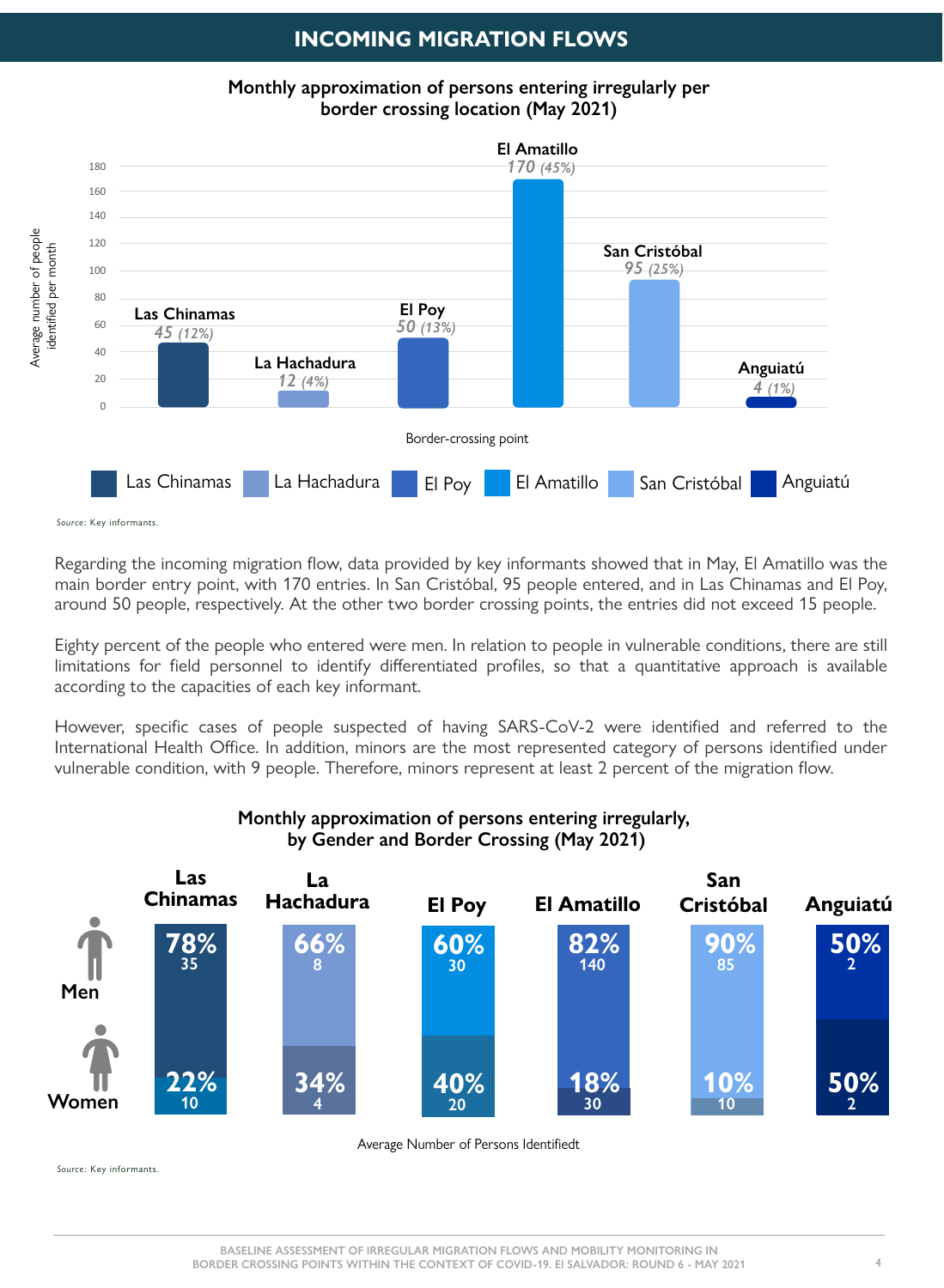# INCOMING MIGRATION FLOWS

**Monthly approximation of persons entering irregularly per border crossing location (May 2021)**

Average number of people identified per month

180
160
140
120
100
80
60
40
20
0

Las Chinamas 45 (12%)
La Hachadura 12 (4%)
El Poy 50 (13%)
El Amatillo 170 (45%)
San Cristóbal 95 (25%)
Anguiatú 4 (1%)

Border-crossing point

Las Chinamas, La Hachadura, El Poy, El Amatillo, San Cristóbal, Anguiatú

*Source:* Key informants.

Regarding the incoming migration flow, data provided by key informants showed that in May, El Amatillo was the main border entry point, with 170 entries. In San Cristóbal, 95 people entered, and in Las Chinamas and El Poy, around 50 people, respectively. At the other two border crossing points, the entries did not exceed 15 people.

Eighty percent of the people who entered were men. In relation to people in vulnerable conditions, there are still limitations for field personnel to identify differentiated profiles, so that a quantitative approach is available according to the capacities of each key informant.

However, specific cases of people suspected of having SARS-CoV-2 were identified and referred to the International Health Office. In addition, minors are the most represented category of persons identified under vulnerable condition, with 9 people. Therefore, minors represent at least 2 percent of the migration flow.

**Monthly approximation of persons entering irregularly, by Gender and Border Crossing (May 2021)**

Las Chinamas — Men 78% 35; Women 22% 10
La Hachadura — Men 66% 8; Women 34% 4
El Poy — Men 60% 30; Women 40% 20
El Amatillo — Men 82% 140; Women 18% 30
San Cristóbal — Men 90% 85; Women 10% 10
Anguiatú — Men 50% 2; Women 50% 2

Average Number of Persons Identifiedt

*Source:* Key informants.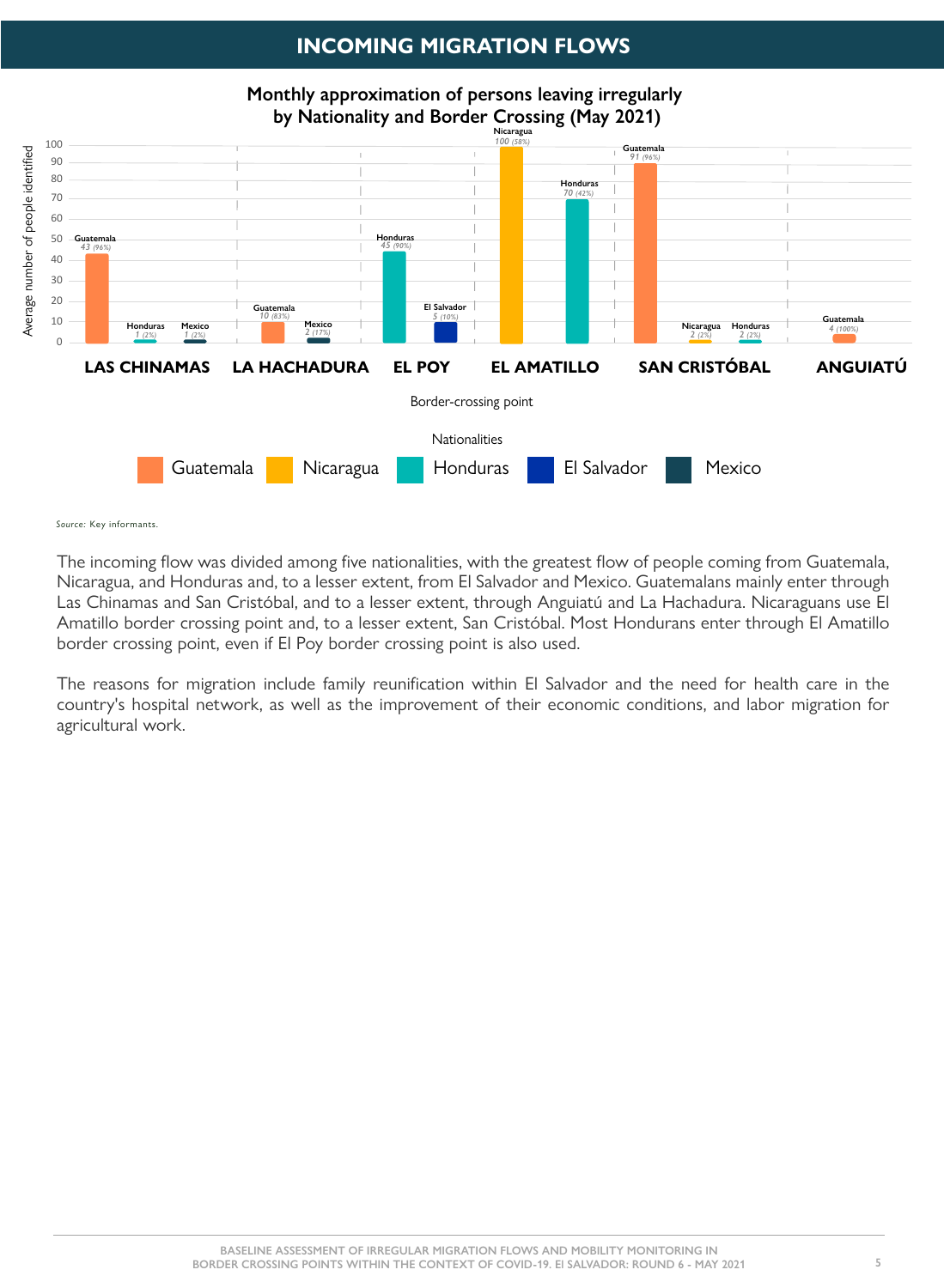## INCOMING MIGRATION FLOWS

**Monthly approximation of persons leaving irregularly by Nationality and Border Crossing (May 2021)**

Average number of people identified

100
90
80
70
60
50
40
30
20
10
0

Guatemala 43 (96%)
Honduras 1 (2%)
Mexico 1 (2%)
Guatemala 10 (83%)
Mexico 2 (17%)
Honduras 45 (90%)
El Salvador 5 (10%)
Nicaragua 100 (58%)
Honduras 70 (42%)
Guatemala 91 (96%)
Nicaragua 2 (2%)
Honduras 2 (2%)
Guatemala 4 (100%)

LAS CHINAMAS
LA HACHADURA
EL POY
EL AMATILLO
SAN CRISTÓBAL
ANGUIATÚ

Border-crossing point

Nationalities

Guatemala
Nicaragua
Honduras
El Salvador
Mexico

*Source:* Key informants.

The incoming flow was divided among five nationalities, with the greatest flow of people coming from Guatemala, Nicaragua, and Honduras and, to a lesser extent, from El Salvador and Mexico. Guatemalans mainly enter through Las Chinamas and San Cristóbal, and to a lesser extent, through Anguiatú and La Hachadura. Nicaraguans use El Amatillo border crossing point and, to a lesser extent, San Cristóbal. Most Hondurans enter through El Amatillo border crossing point, even if El Poy border crossing point is also used.

The reasons for migration include family reunification within El Salvador and the need for health care in the country's hospital network, as well as the improvement of their economic conditions, and labor migration for agricultural work.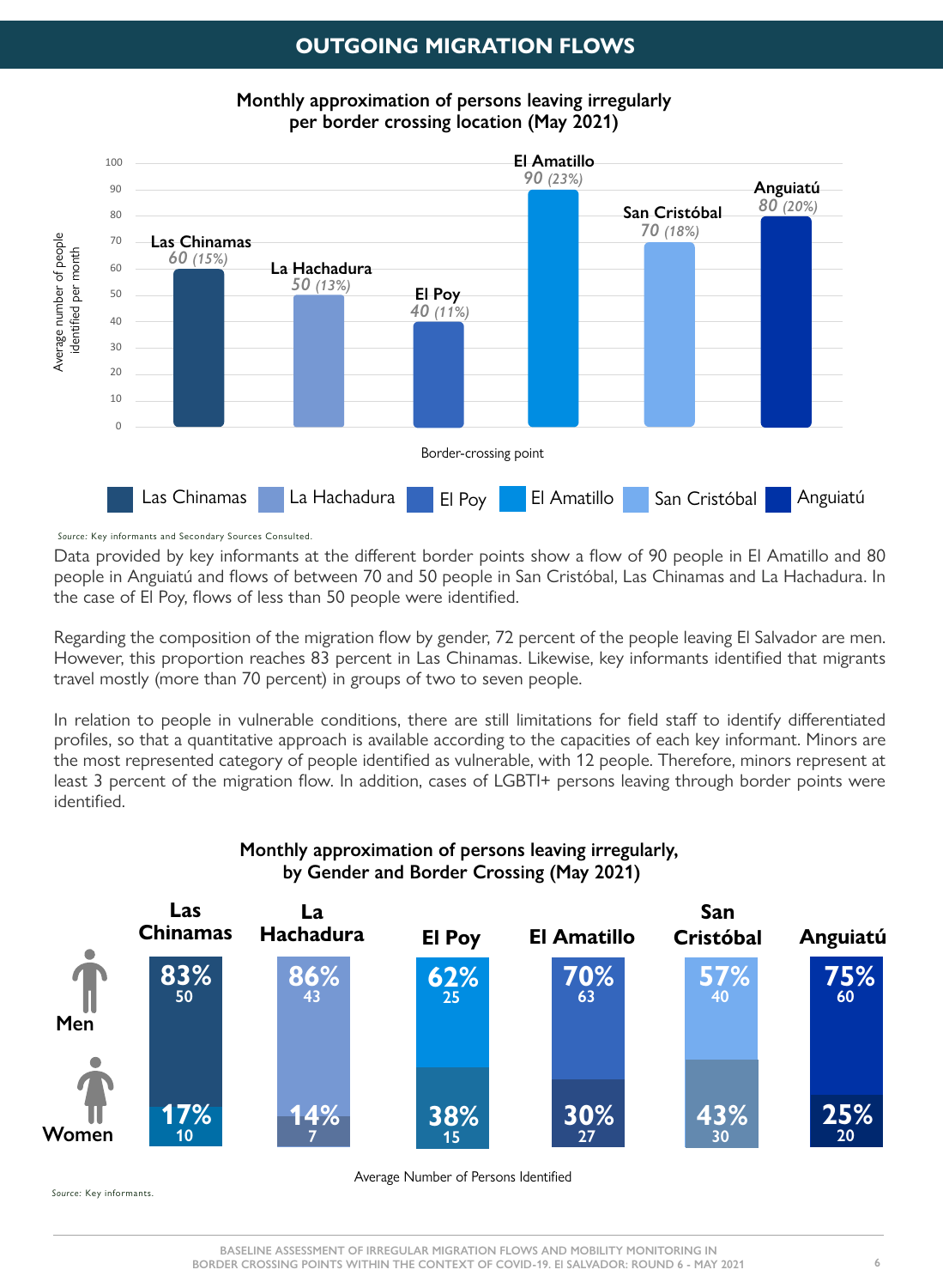## OUTGOING MIGRATION FLOWS

**Monthly approximation of persons leaving irregularly per border crossing location (May 2021)**

Average number of people identified per month

100
90
80
70
60
50
40
30
20
10
0

Las Chinamas *60 (15%)*
La Hachadura *50 (13%)*
El Poy *40 (11%)*
El Amatillo *90 (23%)*
San Cristóbal *70 (18%)*
Anguiatú *80 (20%)*

Border-crossing point

Las Chinamas, La Hachadura, El Poy, El Amatillo, San Cristóbal, Anguiatú

*Source:* Key informants and Secondary Sources Consulted.

Data provided by key informants at the different border points show a flow of 90 people in El Amatillo and 80 people in Anguiatú and flows of between 70 and 50 people in San Cristóbal, Las Chinamas and La Hachadura. In the case of El Poy, flows of less than 50 people were identified.

Regarding the composition of the migration flow by gender, 72 percent of the people leaving El Salvador are men. However, this proportion reaches 83 percent in Las Chinamas. Likewise, key informants identified that migrants travel mostly (more than 70 percent) in groups of two to seven people.

In relation to people in vulnerable conditions, there are still limitations for field staff to identify differentiated profiles, so that a quantitative approach is available according to the capacities of each key informant. Minors are the most represented category of people identified as vulnerable, with 12 people. Therefore, minors represent at least 3 percent of the migration flow. In addition, cases of LGBTI+ persons leaving through border points were identified.

**Monthly approximation of persons leaving irregularly, by Gender and Border Crossing (May 2021)**

Las Chinamas — Men: 83% 50; Women: 17% 10
La Hachadura — Men: 86% 43; Women: 14% 7
El Poy — Men: 62% 25; Women: 38% 15
El Amatillo — Men: 70% 63; Women: 30% 27
San Cristóbal — Men: 57% 40; Women: 43% 30
Anguiatú — Men: 75% 60; Women: 25% 20

Average Number of Persons Identified

*Source:* Key informants.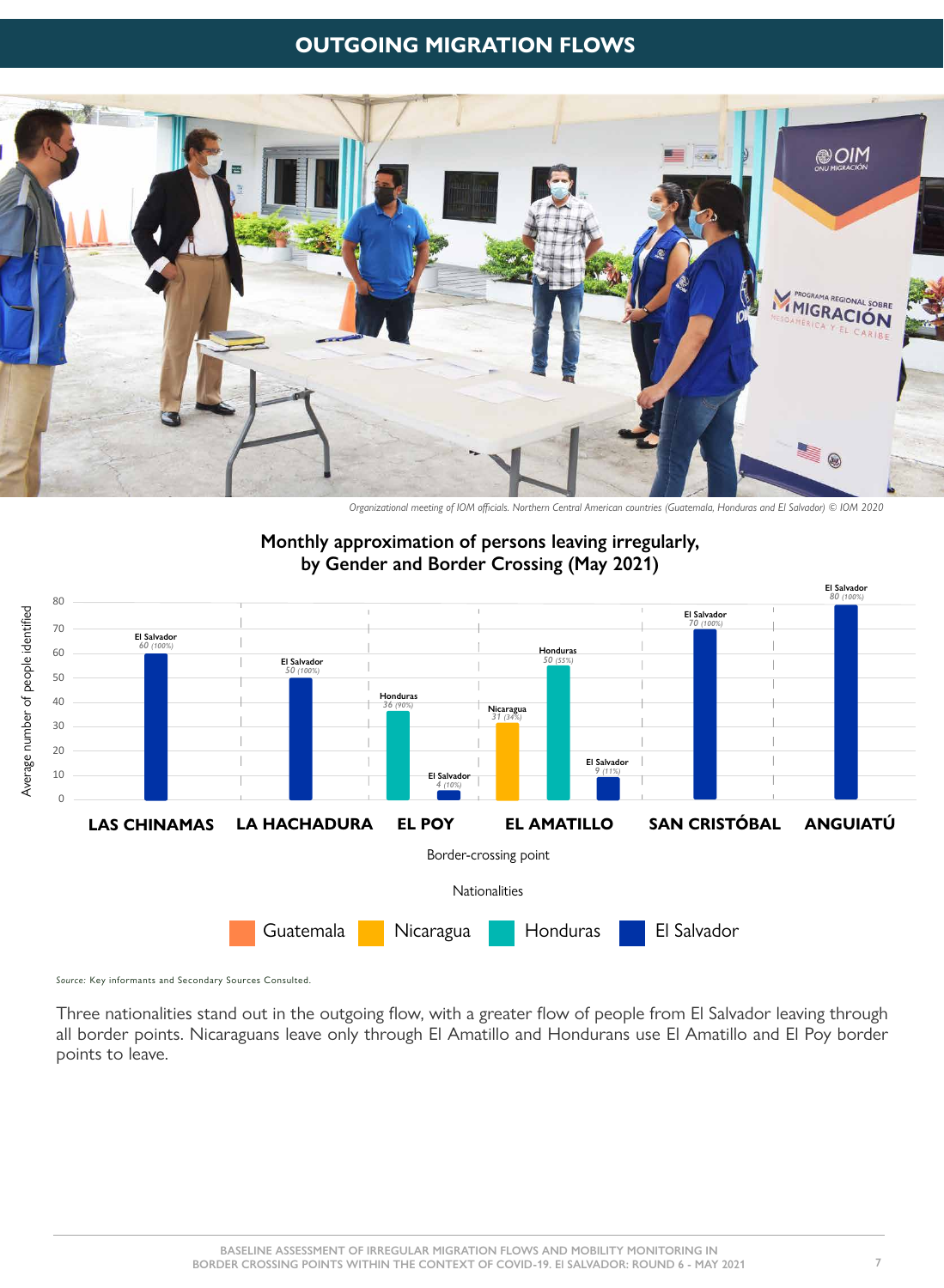# OUTGOING MIGRATION FLOWS

*Organizational meeting of IOM officials. Northern Central American countries (Guatemala, Honduras and El Salvador) © IOM 2020*

**Monthly approximation of persons leaving irregularly, by Gender and Border Crossing (May 2021)**

Average number of people identified

80
70
60
50
40
30
20
10
0

El Salvador 60 (100%)
El Salvador 50 (100%)
Honduras 36 (90%)
El Salvador 4 (10%)
Nicaragua 31 (34%)
Honduras 50 (55%)
El Salvador 9 (11%)
El Salvador 70 (100%)
El Salvador 80 (100%)

LAS CHINAMAS
LA HACHADURA
EL POY
EL AMATILLO
SAN CRISTÓBAL
ANGUIATÚ

Border-crossing point

Nationalities

Guatemala
Nicaragua
Honduras
El Salvador

*Source:* Key informants and Secondary Sources Consulted.

Three nationalities stand out in the outgoing flow, with a greater flow of people from El Salvador leaving through all border points. Nicaraguans leave only through El Amatillo and Hondurans use El Amatillo and El Poy border points to leave.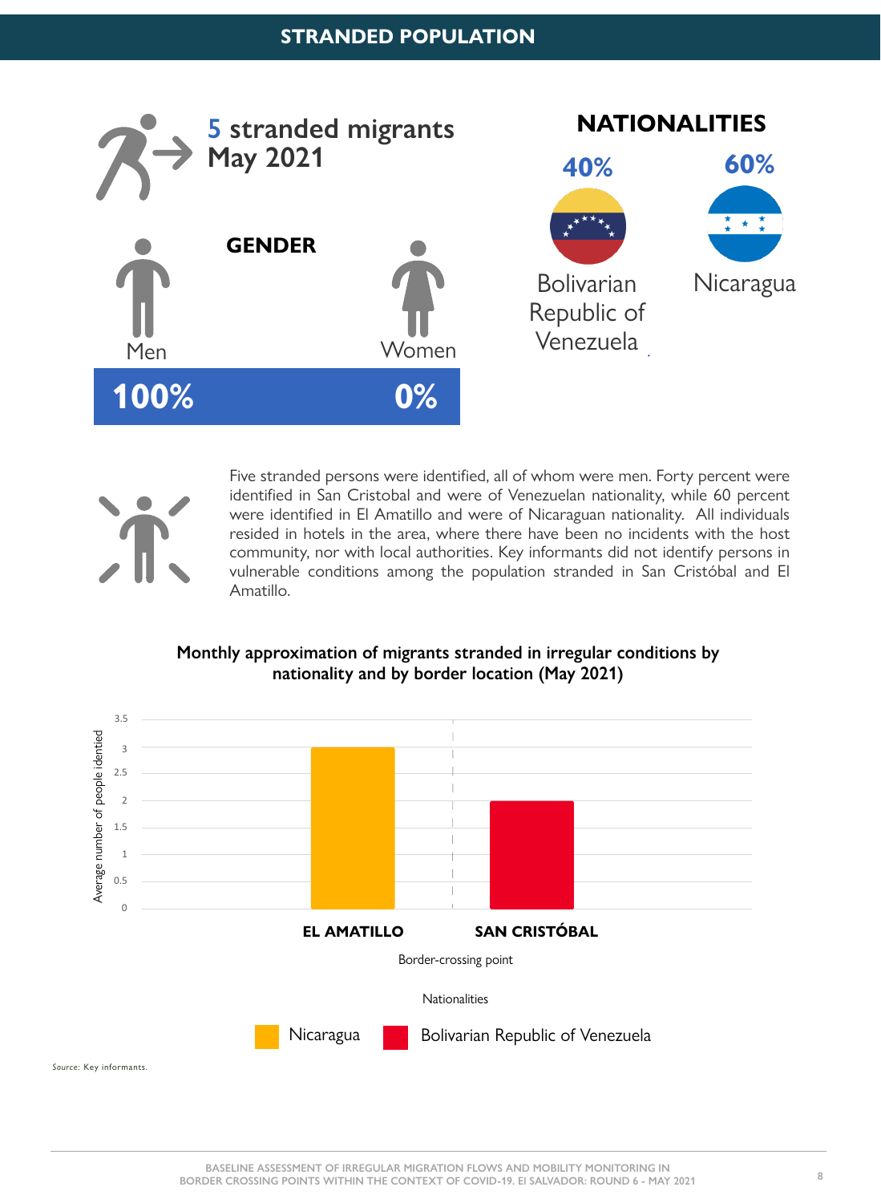## STRANDED POPULATION

**5 stranded migrants**
**May 2021**

**GENDER**

Men
**100%**

Women
**0%**

**NATIONALITIES**

**40%**
Bolivarian Republic of Venezuela

**60%**
Nicaragua

Five stranded persons were identified, all of whom were men. Forty percent were identified in San Cristobal and were of Venezuelan nationality, while 60 percent were identified in El Amatillo and were of Nicaraguan nationality. All individuals resided in hotels in the area, where there have been no incidents with the host community, nor with local authorities. Key informants did not identify persons in vulnerable conditions among the population stranded in San Cristóbal and El Amatillo.

**Monthly approximation of migrants stranded in irregular conditions by nationality and by border location (May 2021)**

Average number of people identied

3.5
3
2.5
2
1.5
1
0.5
0

**EL AMATILLO**
**SAN CRISTÓBAL**

Border-crossing point

Nationalities

Nicaragua
Bolivarian Republic of Venezuela

*Source:* Key informants.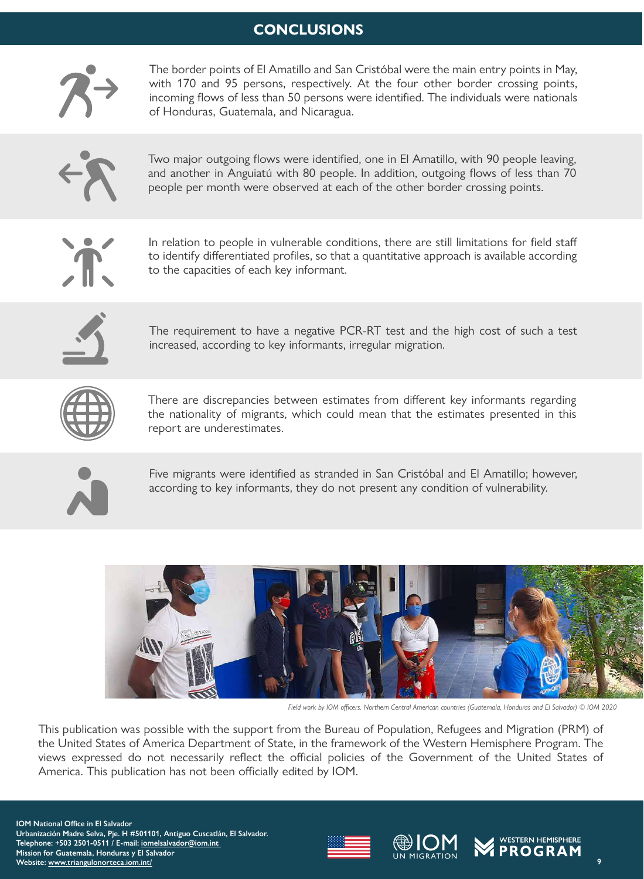## CONCLUSIONS

The border points of El Amatillo and San Cristóbal were the main entry points in May, with 170 and 95 persons, respectively. At the four other border crossing points, incoming flows of less than 50 persons were identified. The individuals were nationals of Honduras, Guatemala, and Nicaragua.

Two major outgoing flows were identified, one in El Amatillo, with 90 people leaving, and another in Anguiatú with 80 people. In addition, outgoing flows of less than 70 people per month were observed at each of the other border crossing points.

In relation to people in vulnerable conditions, there are still limitations for field staff to identify differentiated profiles, so that a quantitative approach is available according to the capacities of each key informant.

The requirement to have a negative PCR-RT test and the high cost of such a test increased, according to key informants, irregular migration.

There are discrepancies between estimates from different key informants regarding the nationality of migrants, which could mean that the estimates presented in this report are underestimates.

Five migrants were identified as stranded in San Cristóbal and El Amatillo; however, according to key informants, they do not present any condition of vulnerability.

*Field work by IOM officers. Northern Central American countries (Guatemala, Honduras and El Salvador) © IOM 2020*

This publication was possible with the support from the Bureau of Population, Refugees and Migration (PRM) of the United States of America Department of State, in the framework of the Western Hemisphere Program. The views expressed do not necessarily reflect the official policies of the Government of the United States of America. This publication has not been officially edited by IOM.

**IOM National Office in El Salvador**
**Urbanización Madre Selva, Pje. H #501101, Antiguo Cuscatlán, El Salvador.**
**Telephone: +503 2501-0511 / E-mail: iomelsalvador@iom.int**
**Mission for Guatemala, Honduras y El Salvador**
**Website: www.triangulonorteca.iom.int/**

IOM UN MIGRATION

WESTERN HEMISPHERE PROGRAM